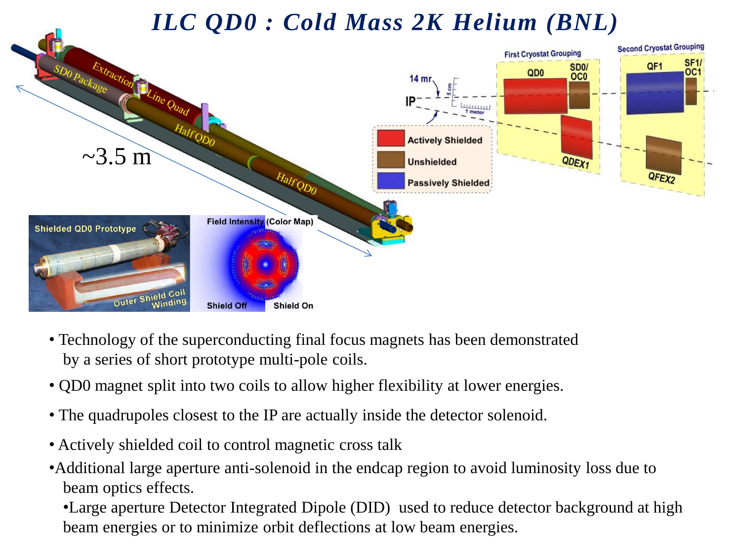# ILC QD0 : Cold Mass 2K Helium (BNL)

SD0 Package

Extraction Line Quad

Half QD0

Half QD0

~3.5 m

Shielded QD0 Prototype

Outer Shield Coil Winding

Field Intensity (Color Map)

Shield Off

Shield On

First Cryostat Grouping

Second Cryostat Grouping

QD0

SD0/ OC0

QF1

SF1/ OC1

14 mr

IP

5 cm

1 meter

QDEX1

QFEX2

Actively Shielded

Unshielded

Passively Shielded

- Technology of the superconducting final focus magnets has been demonstrated by a series of short prototype multi-pole coils.
- QD0 magnet split into two coils to allow higher flexibility at lower energies.
- The quadrupoles closest to the IP are actually inside the detector solenoid.
- Actively shielded coil to control magnetic cross talk
- Additional large aperture anti-solenoid in the endcap region to avoid luminosity loss due to beam optics effects.
  - Large aperture Detector Integrated Dipole (DID) used to reduce detector background at high beam energies or to minimize orbit deflections at low beam energies.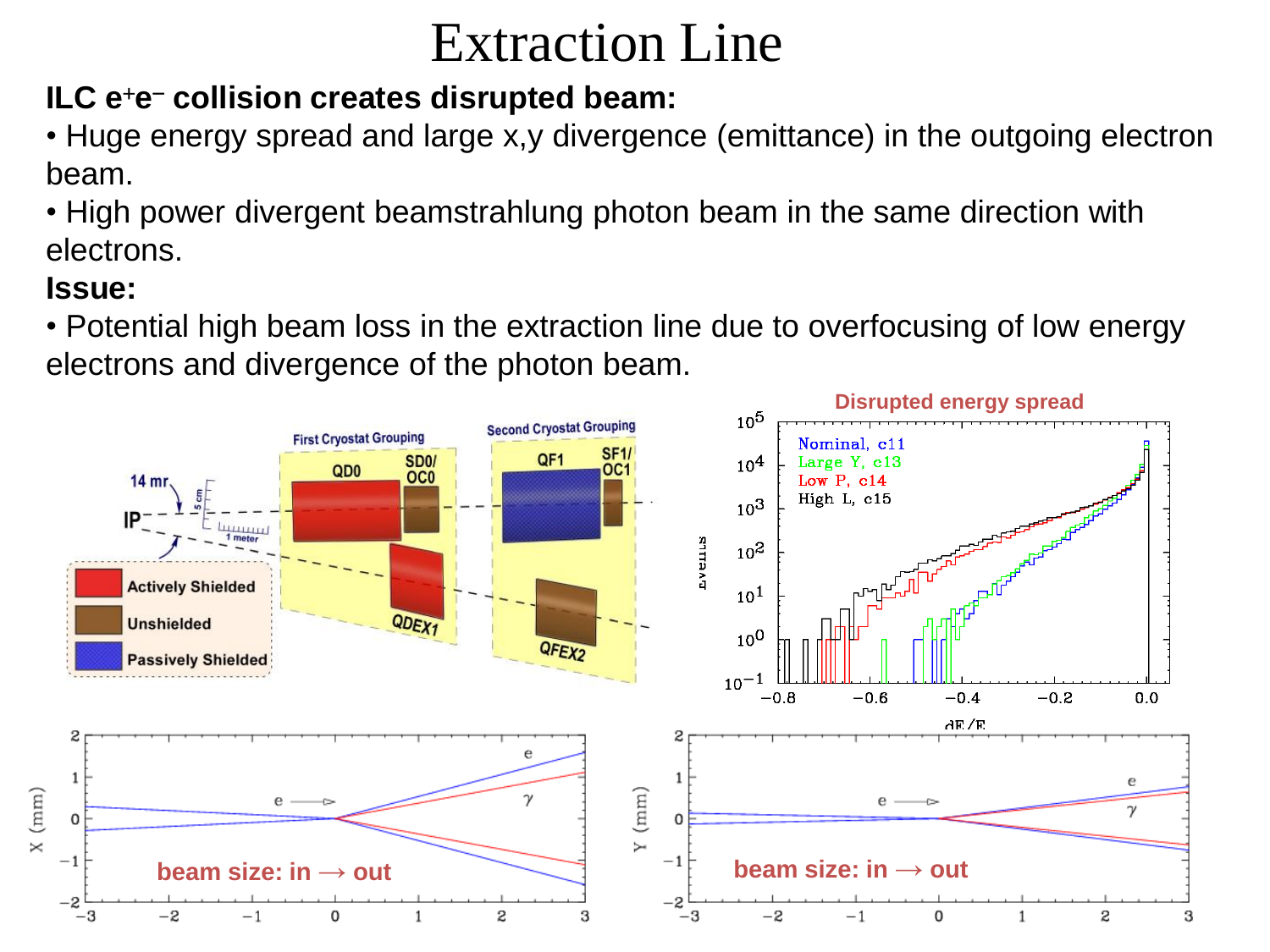# Extraction Line

**ILC $e^+e^-$ collision creates disrupted beam:**

- Huge energy spread and large x,y divergence (emittance) in the outgoing electron beam.
- High power divergent beamstrahlung photon beam in the same direction with electrons.

**Issue:**

- Potential high beam loss in the extraction line due to overfocusing of low energy electrons and divergence of the photon beam.

First Cryostat Grouping
Second Cryostat Grouping
14 mr
IP
5 cm
1 meter
QD0
SD0/OC0
QF1
SF1/OC1
QDEX1
QFEX2
Actively Shielded
Unshielded
Passively Shielded

Disrupted energy spread
Nominal, c11
Large Y, c13
Low P, c14
High L, c15
Events
dE/E
$10^5$
$10^4$
$10^3$
$10^2$
$10^1$
$10^0$
$10^{-1}$
−0.8
−0.6
−0.4
−0.2
0.0

X (mm)
e
γ
beam size: in → out
2
1
0
−1
−2
−3
−2
−1
0
1
2
3

Y (mm)
e
γ
beam size: in → out
2
1
0
−1
−2
−3
−2
−1
0
1
2
3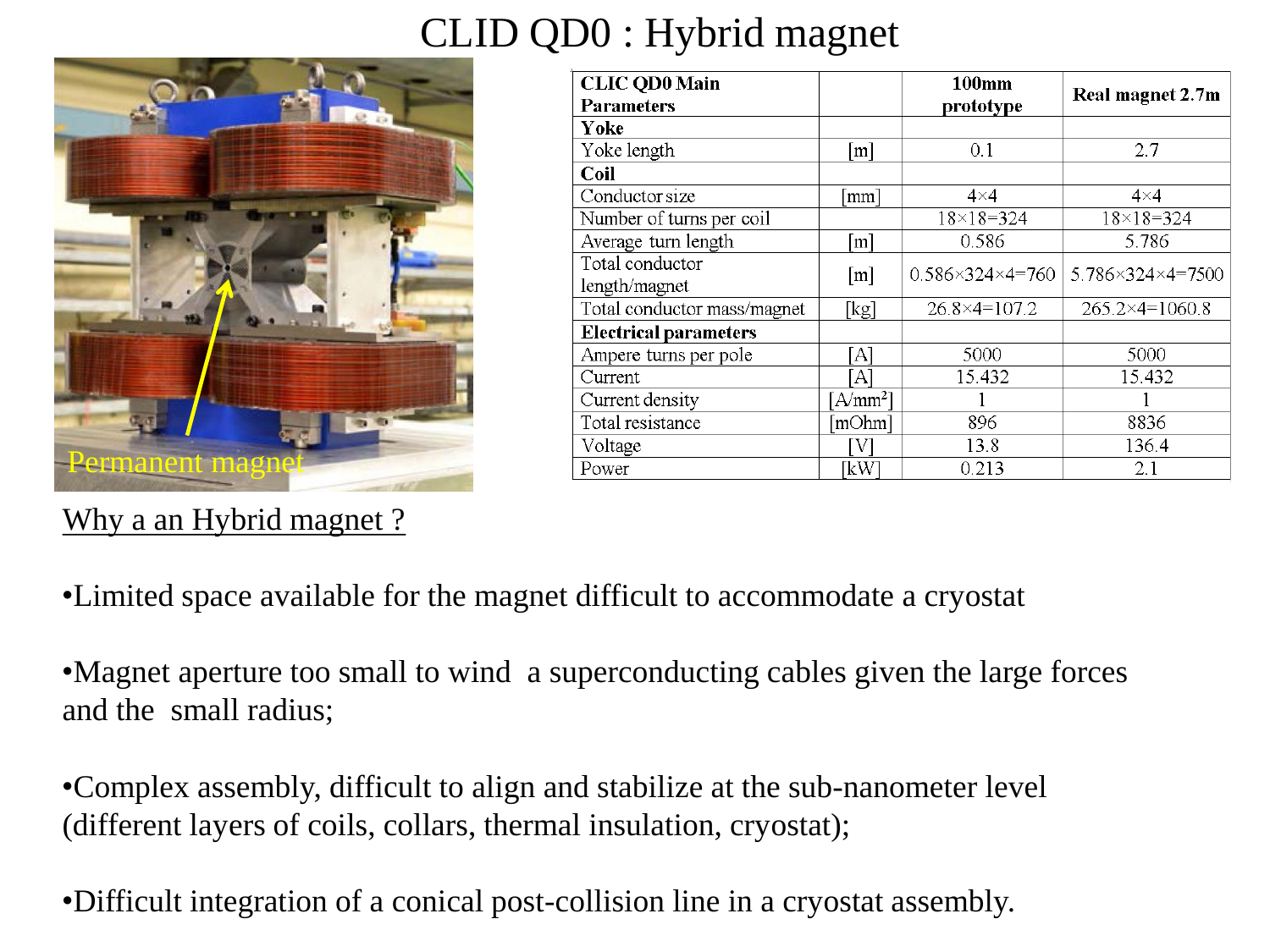# CLID QD0 : Hybrid magnet

Permanent magnet

| CLIC QD0 Main Parameters | | 100mm prototype | Real magnet 2.7m |
|---|---|---|---|
| **Yoke** | | | |
| Yoke length | [m] | 0.1 | 2.7 |
| **Coil** | | | |
| Conductor size | [mm] | 4×4 | 4×4 |
| Number of turns per coil | | 18×18=324 | 18×18=324 |
| Average turn length | [m] | 0.586 | 5.786 |
| Total conductor length/magnet | [m] | 0.586×324×4=760 | 5.786×324×4=7500 |
| Total conductor mass/magnet | [kg] | 26.8×4=107.2 | 265.2×4=1060.8 |
| **Electrical parameters** | | | |
| Ampere turns per pole | [A] | 5000 | 5000 |
| Current | [A] | 15.432 | 15.432 |
| Current density | [A/mm²] | 1 | 1 |
| Total resistance | [mOhm] | 896 | 8836 |
| Voltage | [V] | 13.8 | 136.4 |
| Power | [kW] | 0.213 | 2.1 |

Why a an Hybrid magnet ?

- Limited space available for the magnet difficult to accommodate a cryostat

- Magnet aperture too small to wind a superconducting cables given the large forces and the small radius;

- Complex assembly, difficult to align and stabilize at the sub-nanometer level (different layers of coils, collars, thermal insulation, cryostat);

- Difficult integration of a conical post-collision line in a cryostat assembly.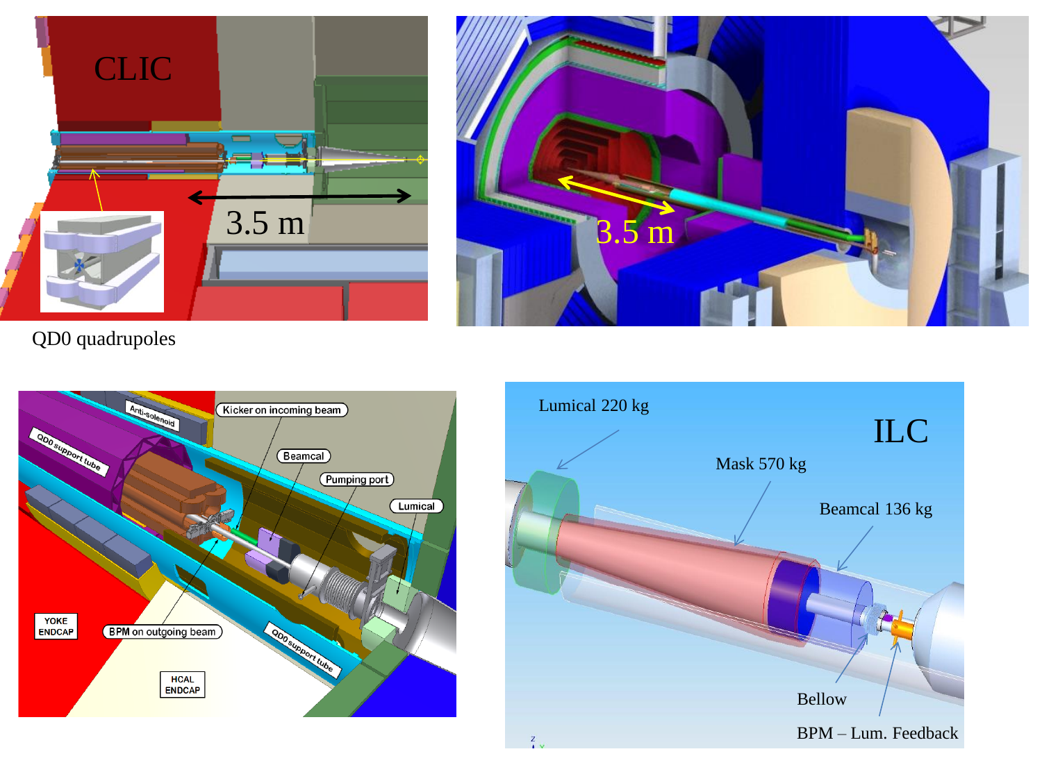CLIC

3.5 m

QD0 quadrupoles

3.5 m

Anti-solenoid

Kicker on incoming beam

QD0 support tube

Beamcal

Pumping port

Lumical

YOKE ENDCAP

BPM on outgoing beam

QD0 support tube

HCAL ENDCAP

Lumical 220 kg

ILC

Mask 570 kg

Beamcal 136 kg

Bellow

BPM – Lum. Feedback